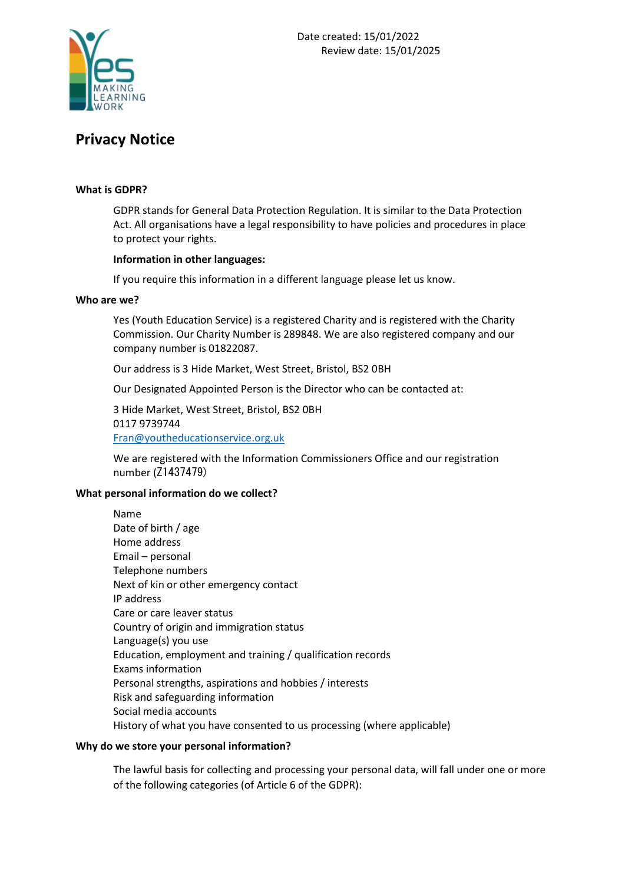Date created: 15/01/2022
Review date: 15/01/2025

# Privacy Notice

### What is GDPR?

GDPR stands for General Data Protection Regulation. It is similar to the Data Protection Act. All organisations have a legal responsibility to have policies and procedures in place to protect your rights.

**Information in other languages:**

If you require this information in a different language please let us know.

### Who are we?

Yes (Youth Education Service) is a registered Charity and is registered with the Charity Commission. Our Charity Number is 289848. We are also registered company and our company number is 01822087.

Our address is 3 Hide Market, West Street, Bristol, BS2 0BH

Our Designated Appointed Person is the Director who can be contacted at:

3 Hide Market, West Street, Bristol, BS2 0BH
0117 9739744
Fran@youtheducationservice.org.uk

We are registered with the Information Commissioners Office and our registration number (Z1437479)

### What personal information do we collect?

Name
Date of birth / age
Home address
Email – personal
Telephone numbers
Next of kin or other emergency contact
IP address
Care or care leaver status
Country of origin and immigration status
Language(s) you use
Education, employment and training / qualification records
Exams information
Personal strengths, aspirations and hobbies / interests
Risk and safeguarding information
Social media accounts
History of what you have consented to us processing (where applicable)

### Why do we store your personal information?

The lawful basis for collecting and processing your personal data, will fall under one or more of the following categories (of Article 6 of the GDPR):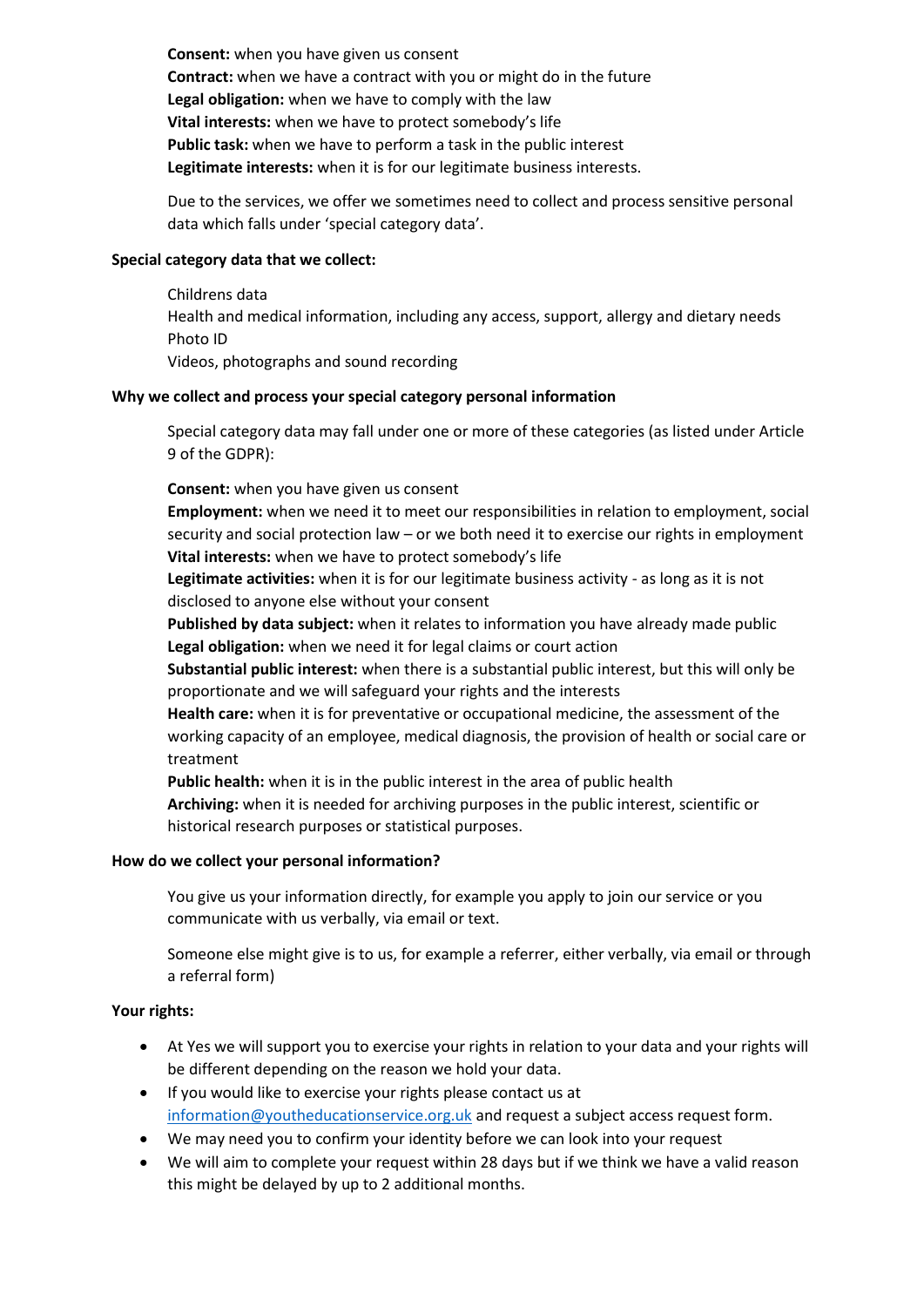**Consent:** when you have given us consent
**Contract:** when we have a contract with you or might do in the future
**Legal obligation:** when we have to comply with the law
**Vital interests:** when we have to protect somebody's life
**Public task:** when we have to perform a task in the public interest
**Legitimate interests:** when it is for our legitimate business interests.

Due to the services, we offer we sometimes need to collect and process sensitive personal data which falls under 'special category data'.

**Special category data that we collect:**

Childrens data
Health and medical information, including any access, support, allergy and dietary needs
Photo ID
Videos, photographs and sound recording

**Why we collect and process your special category personal information**

Special category data may fall under one or more of these categories (as listed under Article 9 of the GDPR):

**Consent:** when you have given us consent
**Employment:** when we need it to meet our responsibilities in relation to employment, social security and social protection law – or we both need it to exercise our rights in employment
**Vital interests:** when we have to protect somebody's life
**Legitimate activities:** when it is for our legitimate business activity - as long as it is not disclosed to anyone else without your consent
**Published by data subject:** when it relates to information you have already made public
**Legal obligation:** when we need it for legal claims or court action
**Substantial public interest:** when there is a substantial public interest, but this will only be proportionate and we will safeguard your rights and the interests
**Health care:** when it is for preventative or occupational medicine, the assessment of the working capacity of an employee, medical diagnosis, the provision of health or social care or treatment
**Public health:** when it is in the public interest in the area of public health
**Archiving:** when it is needed for archiving purposes in the public interest, scientific or historical research purposes or statistical purposes.

**How do we collect your personal information?**

You give us your information directly, for example you apply to join our service or you communicate with us verbally, via email or text.

Someone else might give is to us, for example a referrer, either verbally, via email or through a referral form)

**Your rights:**

- At Yes we will support you to exercise your rights in relation to your data and your rights will be different depending on the reason we hold your data.
- If you would like to exercise your rights please contact us at information@youtheducationservice.org.uk and request a subject access request form.
- We may need you to confirm your identity before we can look into your request
- We will aim to complete your request within 28 days but if we think we have a valid reason this might be delayed by up to 2 additional months.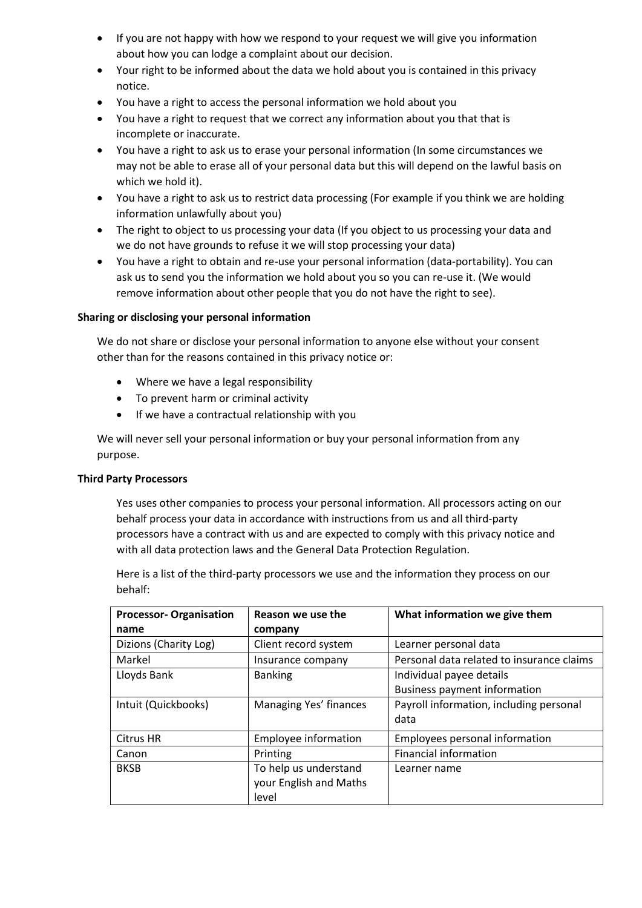- If you are not happy with how we respond to your request we will give you information about how you can lodge a complaint about our decision.
- Your right to be informed about the data we hold about you is contained in this privacy notice.
- You have a right to access the personal information we hold about you
- You have a right to request that we correct any information about you that that is incomplete or inaccurate.
- You have a right to ask us to erase your personal information (In some circumstances we may not be able to erase all of your personal data but this will depend on the lawful basis on which we hold it).
- You have a right to ask us to restrict data processing (For example if you think we are holding information unlawfully about you)
- The right to object to us processing your data (If you object to us processing your data and we do not have grounds to refuse it we will stop processing your data)
- You have a right to obtain and re-use your personal information (data-portability). You can ask us to send you the information we hold about you so you can re-use it. (We would remove information about other people that you do not have the right to see).

**Sharing or disclosing your personal information**

We do not share or disclose your personal information to anyone else without your consent other than for the reasons contained in this privacy notice or:

- Where we have a legal responsibility
- To prevent harm or criminal activity
- If we have a contractual relationship with you

We will never sell your personal information or buy your personal information from any purpose.

**Third Party Processors**

Yes uses other companies to process your personal information. All processors acting on our behalf process your data in accordance with instructions from us and all third-party processors have a contract with us and are expected to comply with this privacy notice and with all data protection laws and the General Data Protection Regulation.

Here is a list of the third-party processors we use and the information they process on our behalf:

| Processor- Organisation name | Reason we use the company | What information we give them |
|---|---|---|
| Dizions (Charity Log) | Client record system | Learner personal data |
| Markel | Insurance company | Personal data related to insurance claims |
| Lloyds Bank | Banking | Individual payee details<br>Business payment information |
| Intuit (Quickbooks) | Managing Yes' finances | Payroll information, including personal data |
| Citrus HR | Employee information | Employees personal information |
| Canon | Printing | Financial information |
| BKSB | To help us understand your English and Maths level | Learner name |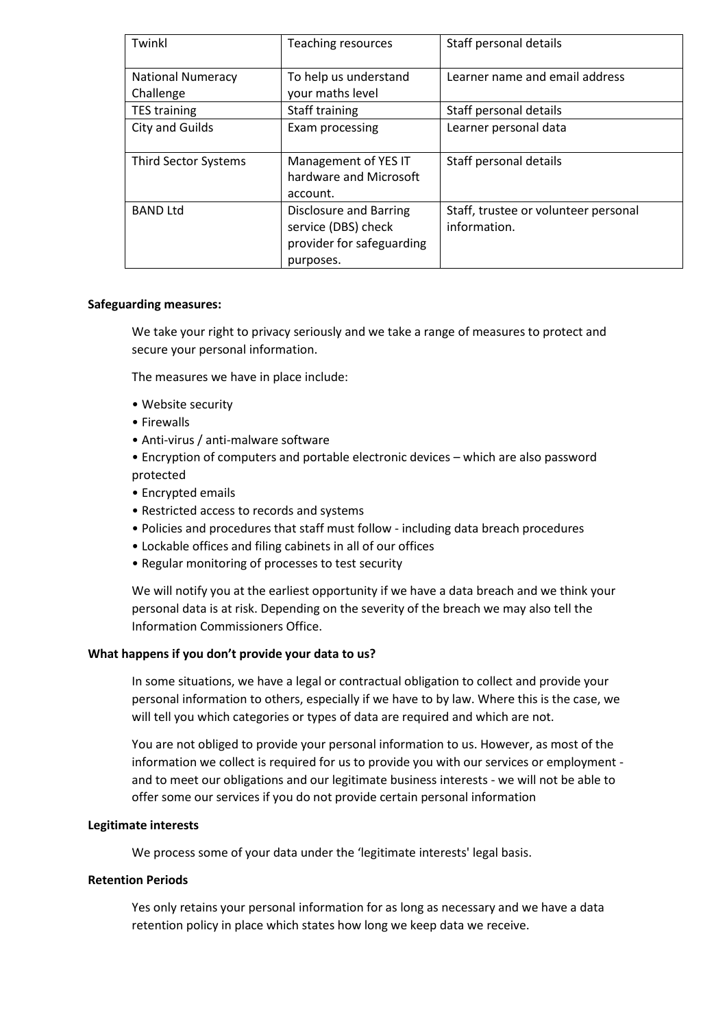| Twinkl | Teaching resources | Staff personal details |
| --- | --- | --- |
| National Numeracy Challenge | To help us understand your maths level | Learner name and email address |
| TES training | Staff training | Staff personal details |
| City and Guilds | Exam processing | Learner personal data |
| Third Sector Systems | Management of YES IT hardware and Microsoft account. | Staff personal details |
| BAND Ltd | Disclosure and Barring service (DBS) check provider for safeguarding purposes. | Staff, trustee or volunteer personal information. |

**Safeguarding measures:**

We take your right to privacy seriously and we take a range of measures to protect and secure your personal information.

The measures we have in place include:

- Website security
- Firewalls
- Anti-virus / anti-malware software
- Encryption of computers and portable electronic devices – which are also password protected
- Encrypted emails
- Restricted access to records and systems
- Policies and procedures that staff must follow - including data breach procedures
- Lockable offices and filing cabinets in all of our offices
- Regular monitoring of processes to test security

We will notify you at the earliest opportunity if we have a data breach and we think your personal data is at risk. Depending on the severity of the breach we may also tell the Information Commissioners Office.

**What happens if you don't provide your data to us?**

In some situations, we have a legal or contractual obligation to collect and provide your personal information to others, especially if we have to by law. Where this is the case, we will tell you which categories or types of data are required and which are not.

You are not obliged to provide your personal information to us. However, as most of the information we collect is required for us to provide you with our services or employment - and to meet our obligations and our legitimate business interests - we will not be able to offer some our services if you do not provide certain personal information

**Legitimate interests**

We process some of your data under the 'legitimate interests' legal basis.

**Retention Periods**

Yes only retains your personal information for as long as necessary and we have a data retention policy in place which states how long we keep data we receive.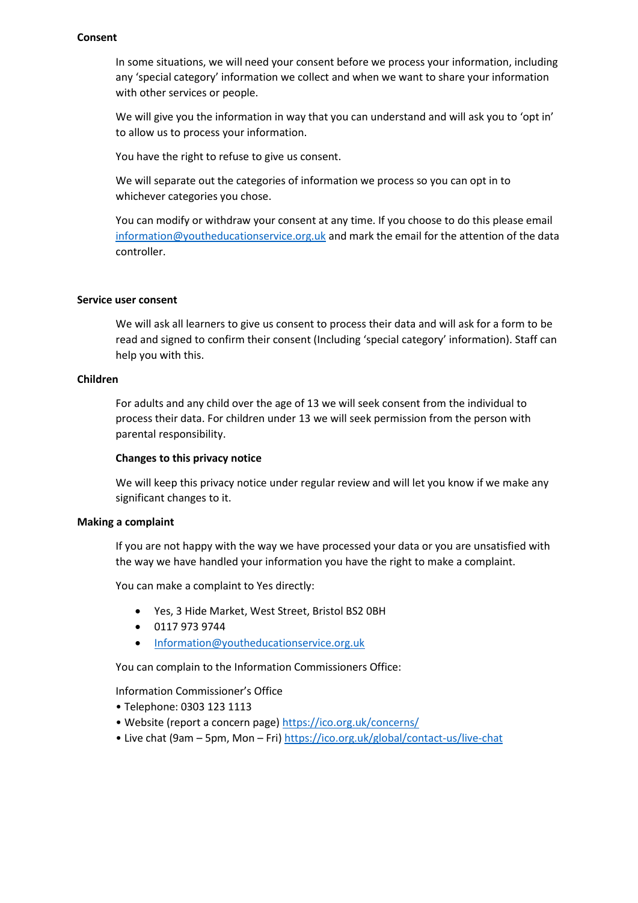**Consent**

In some situations, we will need your consent before we process your information, including any 'special category' information we collect and when we want to share your information with other services or people.

We will give you the information in way that you can understand and will ask you to 'opt in' to allow us to process your information.

You have the right to refuse to give us consent.

We will separate out the categories of information we process so you can opt in to whichever categories you chose.

You can modify or withdraw your consent at any time. If you choose to do this please email information@youtheducationservice.org.uk and mark the email for the attention of the data controller.

**Service user consent**

We will ask all learners to give us consent to process their data and will ask for a form to be read and signed to confirm their consent (Including 'special category' information). Staff can help you with this.

**Children**

For adults and any child over the age of 13 we will seek consent from the individual to process their data. For children under 13 we will seek permission from the person with parental responsibility.

**Changes to this privacy notice**

We will keep this privacy notice under regular review and will let you know if we make any significant changes to it.

**Making a complaint**

If you are not happy with the way we have processed your data or you are unsatisfied with the way we have handled your information you have the right to make a complaint.

You can make a complaint to Yes directly:

- Yes, 3 Hide Market, West Street, Bristol BS2 0BH
- 0117 973 9744
- Information@youtheducationservice.org.uk

You can complain to the Information Commissioners Office:

Information Commissioner's Office
- Telephone: 0303 123 1113
- Website (report a concern page) https://ico.org.uk/concerns/
- Live chat (9am – 5pm, Mon – Fri) https://ico.org.uk/global/contact-us/live-chat